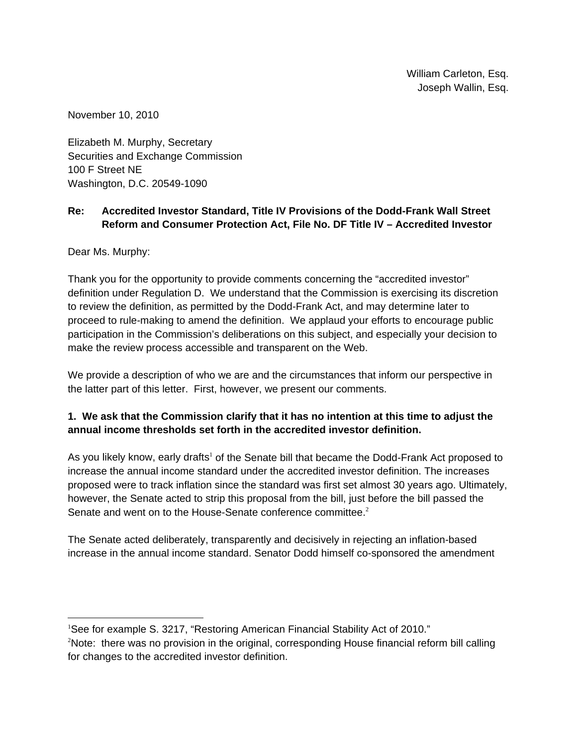William Carleton, Esq.
Joseph Wallin, Esq.

November 10, 2010

Elizabeth M. Murphy, Secretary
Securities and Exchange Commission
100 F Street NE
Washington, D.C. 20549-1090

**Re: Accredited Investor Standard, Title IV Provisions of the Dodd-Frank Wall Street Reform and Consumer Protection Act, File No. DF Title IV – Accredited Investor**

Dear Ms. Murphy:

Thank you for the opportunity to provide comments concerning the "accredited investor" definition under Regulation D. We understand that the Commission is exercising its discretion to review the definition, as permitted by the Dodd-Frank Act, and may determine later to proceed to rule-making to amend the definition. We applaud your efforts to encourage public participation in the Commission's deliberations on this subject, and especially your decision to make the review process accessible and transparent on the Web.

We provide a description of who we are and the circumstances that inform our perspective in the latter part of this letter. First, however, we present our comments.

**1. We ask that the Commission clarify that it has no intention at this time to adjust the annual income thresholds set forth in the accredited investor definition.**

As you likely know, early drafts[1] of the Senate bill that became the Dodd-Frank Act proposed to increase the annual income standard under the accredited investor definition. The increases proposed were to track inflation since the standard was first set almost 30 years ago. Ultimately, however, the Senate acted to strip this proposal from the bill, just before the bill passed the Senate and went on to the House-Senate conference committee.[2]

The Senate acted deliberately, transparently and decisively in rejecting an inflation-based increase in the annual income standard. Senator Dodd himself co-sponsored the amendment

---

[1] See for example S. 3217, "Restoring American Financial Stability Act of 2010."

[2] Note: there was no provision in the original, corresponding House financial reform bill calling for changes to the accredited investor definition.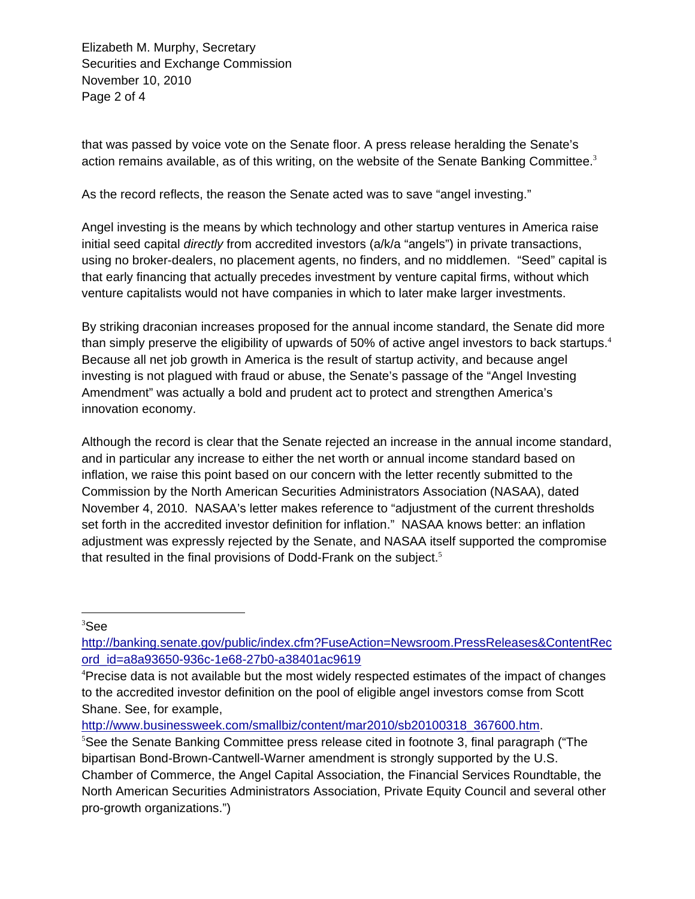that was passed by voice vote on the Senate floor. A press release heralding the Senate's action remains available, as of this writing, on the website of the Senate Banking Committee.[3]

As the record reflects, the reason the Senate acted was to save "angel investing."

Angel investing is the means by which technology and other startup ventures in America raise initial seed capital *directly* from accredited investors (a/k/a "angels") in private transactions, using no broker-dealers, no placement agents, no finders, and no middlemen. "Seed" capital is that early financing that actually precedes investment by venture capital firms, without which venture capitalists would not have companies in which to later make larger investments.

By striking draconian increases proposed for the annual income standard, the Senate did more than simply preserve the eligibility of upwards of 50% of active angel investors to back startups.[4] Because all net job growth in America is the result of startup activity, and because angel investing is not plagued with fraud or abuse, the Senate's passage of the "Angel Investing Amendment" was actually a bold and prudent act to protect and strengthen America's innovation economy.

Although the record is clear that the Senate rejected an increase in the annual income standard, and in particular any increase to either the net worth or annual income standard based on inflation, we raise this point based on our concern with the letter recently submitted to the Commission by the North American Securities Administrators Association (NASAA), dated November 4, 2010. NASAA's letter makes reference to "adjustment of the current thresholds set forth in the accredited investor definition for inflation." NASAA knows better: an inflation adjustment was expressly rejected by the Senate, and NASAA itself supported the compromise that resulted in the final provisions of Dodd-Frank on the subject.[5]

---

[3] See http://banking.senate.gov/public/index.cfm?FuseAction=Newsroom.PressReleases&ContentRecord_id=a8a93650-936c-1e68-27b0-a38401ac9619

[4] Precise data is not available but the most widely respected estimates of the impact of changes to the accredited investor definition on the pool of eligible angel investors comse from Scott Shane. See, for example, http://www.businessweek.com/smallbiz/content/mar2010/sb20100318_367600.htm.

[5] See the Senate Banking Committee press release cited in footnote 3, final paragraph ("The bipartisan Bond-Brown-Cantwell-Warner amendment is strongly supported by the U.S. Chamber of Commerce, the Angel Capital Association, the Financial Services Roundtable, the North American Securities Administrators Association, Private Equity Council and several other pro-growth organizations.")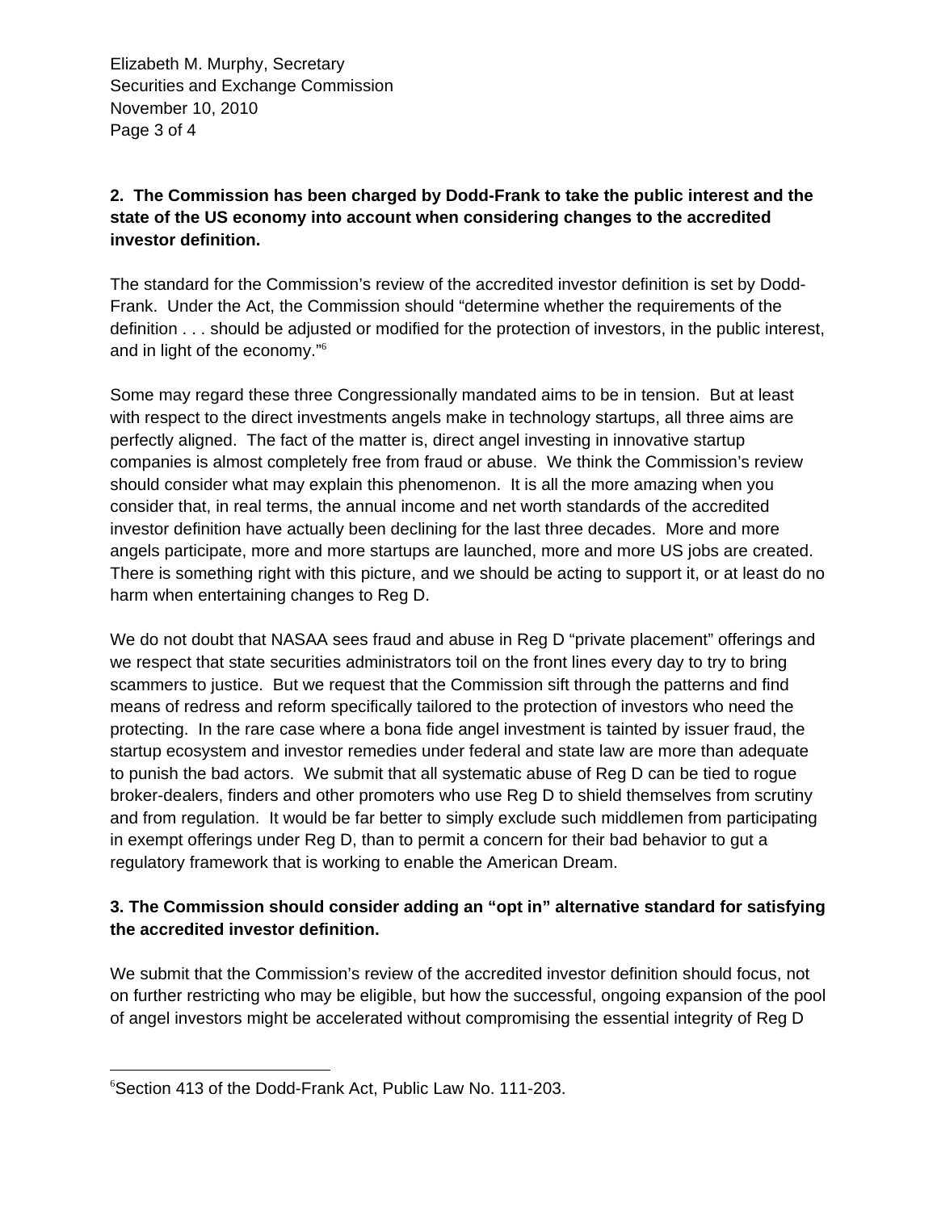**2. The Commission has been charged by Dodd-Frank to take the public interest and the state of the US economy into account when considering changes to the accredited investor definition.**

The standard for the Commission's review of the accredited investor definition is set by Dodd-Frank. Under the Act, the Commission should "determine whether the requirements of the definition . . . should be adjusted or modified for the protection of investors, in the public interest, and in light of the economy."[6]

Some may regard these three Congressionally mandated aims to be in tension. But at least with respect to the direct investments angels make in technology startups, all three aims are perfectly aligned. The fact of the matter is, direct angel investing in innovative startup companies is almost completely free from fraud or abuse. We think the Commission's review should consider what may explain this phenomenon. It is all the more amazing when you consider that, in real terms, the annual income and net worth standards of the accredited investor definition have actually been declining for the last three decades. More and more angels participate, more and more startups are launched, more and more US jobs are created. There is something right with this picture, and we should be acting to support it, or at least do no harm when entertaining changes to Reg D.

We do not doubt that NASAA sees fraud and abuse in Reg D "private placement" offerings and we respect that state securities administrators toil on the front lines every day to try to bring scammers to justice. But we request that the Commission sift through the patterns and find means of redress and reform specifically tailored to the protection of investors who need the protecting. In the rare case where a bona fide angel investment is tainted by issuer fraud, the startup ecosystem and investor remedies under federal and state law are more than adequate to punish the bad actors. We submit that all systematic abuse of Reg D can be tied to rogue broker-dealers, finders and other promoters who use Reg D to shield themselves from scrutiny and from regulation. It would be far better to simply exclude such middlemen from participating in exempt offerings under Reg D, than to permit a concern for their bad behavior to gut a regulatory framework that is working to enable the American Dream.

**3. The Commission should consider adding an "opt in" alternative standard for satisfying the accredited investor definition.**

We submit that the Commission's review of the accredited investor definition should focus, not on further restricting who may be eligible, but how the successful, ongoing expansion of the pool of angel investors might be accelerated without compromising the essential integrity of Reg D

[6] Section 413 of the Dodd-Frank Act, Public Law No. 111-203.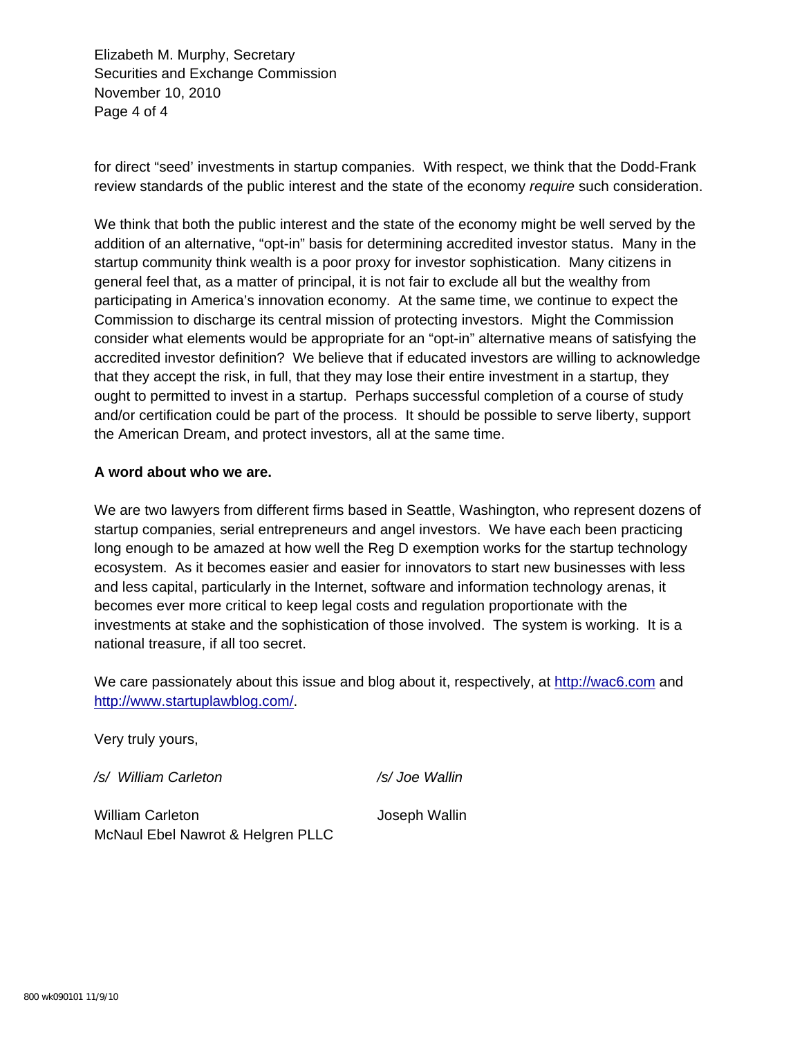for direct “seed’ investments in startup companies. With respect, we think that the Dodd-Frank review standards of the public interest and the state of the economy *require* such consideration.

We think that both the public interest and the state of the economy might be well served by the addition of an alternative, “opt-in” basis for determining accredited investor status. Many in the startup community think wealth is a poor proxy for investor sophistication. Many citizens in general feel that, as a matter of principal, it is not fair to exclude all but the wealthy from participating in America’s innovation economy. At the same time, we continue to expect the Commission to discharge its central mission of protecting investors. Might the Commission consider what elements would be appropriate for an “opt-in” alternative means of satisfying the accredited investor definition? We believe that if educated investors are willing to acknowledge that they accept the risk, in full, that they may lose their entire investment in a startup, they ought to permitted to invest in a startup. Perhaps successful completion of a course of study and/or certification could be part of the process. It should be possible to serve liberty, support the American Dream, and protect investors, all at the same time.

**A word about who we are.**

We are two lawyers from different firms based in Seattle, Washington, who represent dozens of startup companies, serial entrepreneurs and angel investors. We have each been practicing long enough to be amazed at how well the Reg D exemption works for the startup technology ecosystem. As it becomes easier and easier for innovators to start new businesses with less and less capital, particularly in the Internet, software and information technology arenas, it becomes ever more critical to keep legal costs and regulation proportionate with the investments at stake and the sophistication of those involved. The system is working. It is a national treasure, if all too secret.

We care passionately about this issue and blog about it, respectively, at http://wac6.com and http://www.startuplawblog.com/.

Very truly yours,

*/s/ William Carleton* &nbsp;&nbsp;&nbsp;&nbsp; */s/ Joe Wallin*

William Carleton
McNaul Ebel Nawrot & Helgren PLLC

Joseph Wallin

800 wk090101 11/9/10